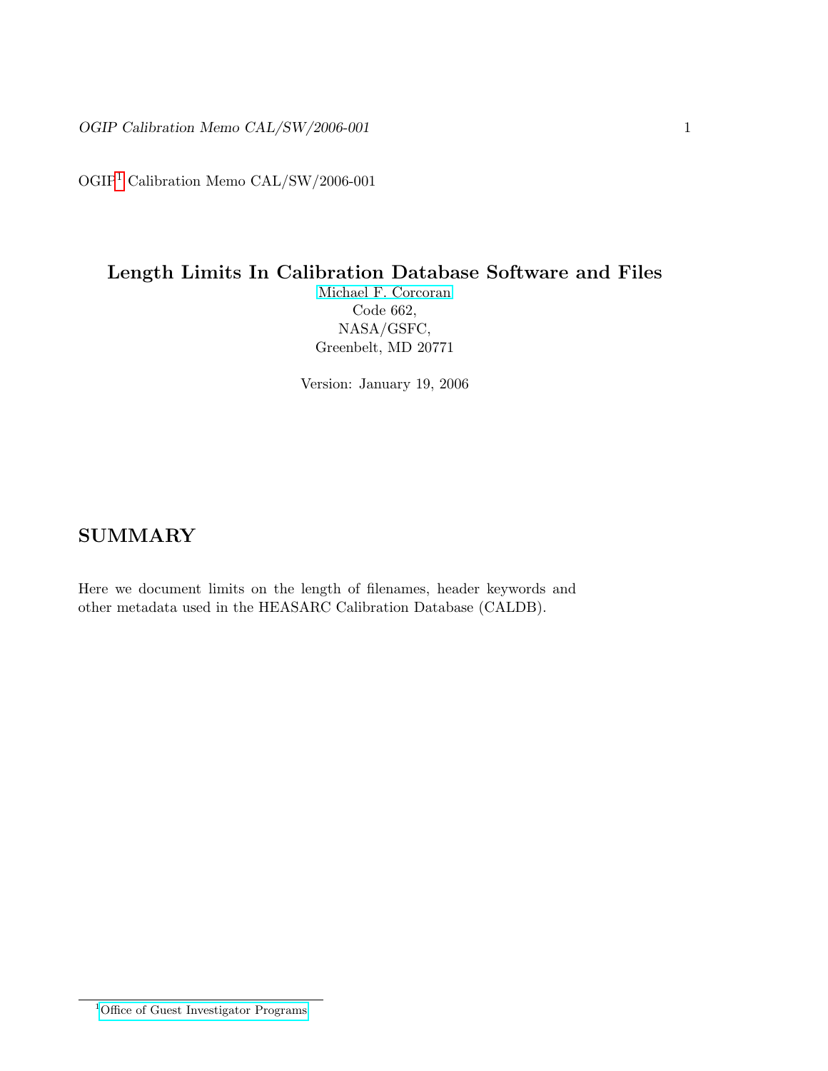OGIP[1] Calibration Memo CAL/SW/2006-001

# Length Limits In Calibration Database Software and Files

Michael F. Corcoran
Code 662,
NASA/GSFC,
Greenbelt, MD 20771

Version: January 19, 2006

## SUMMARY

Here we document limits on the length of filenames, header keywords and other metadata used in the HEASARC Calibration Database (CALDB).

---

[1] Office of Guest Investigator Programs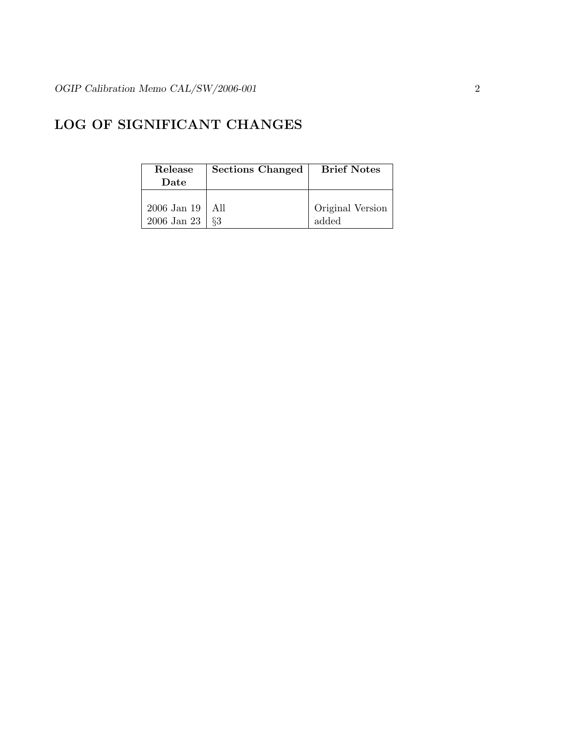## LOG OF SIGNIFICANT CHANGES

| Release Date | Sections Changed | Brief Notes |
|---|---|---|
| 2006 Jan 19 | All | Original Version |
| 2006 Jan 23 | §3 | added |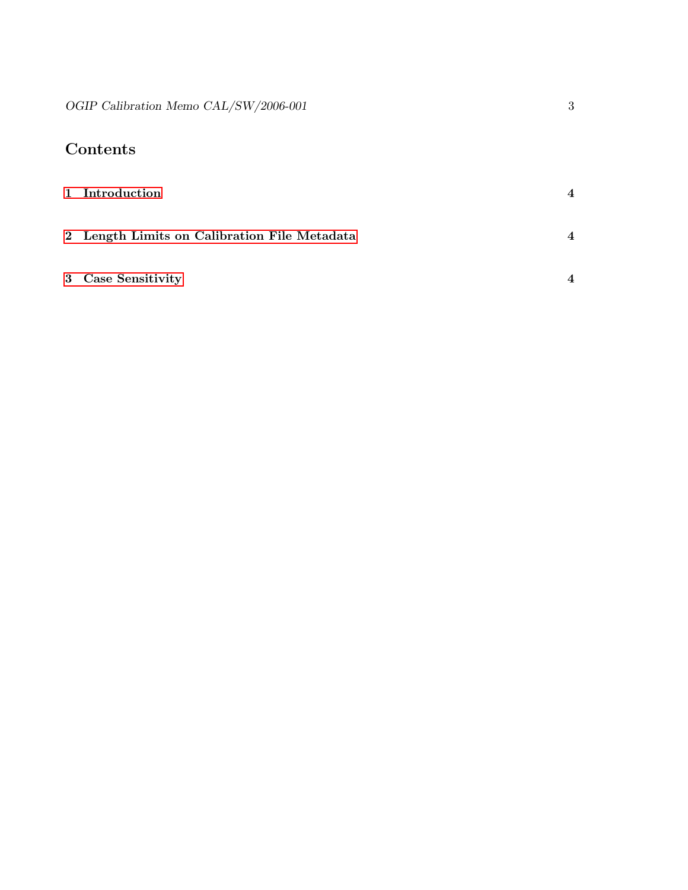## Contents

1 Introduction 4

2 Length Limits on Calibration File Metadata 4

3 Case Sensitivity 4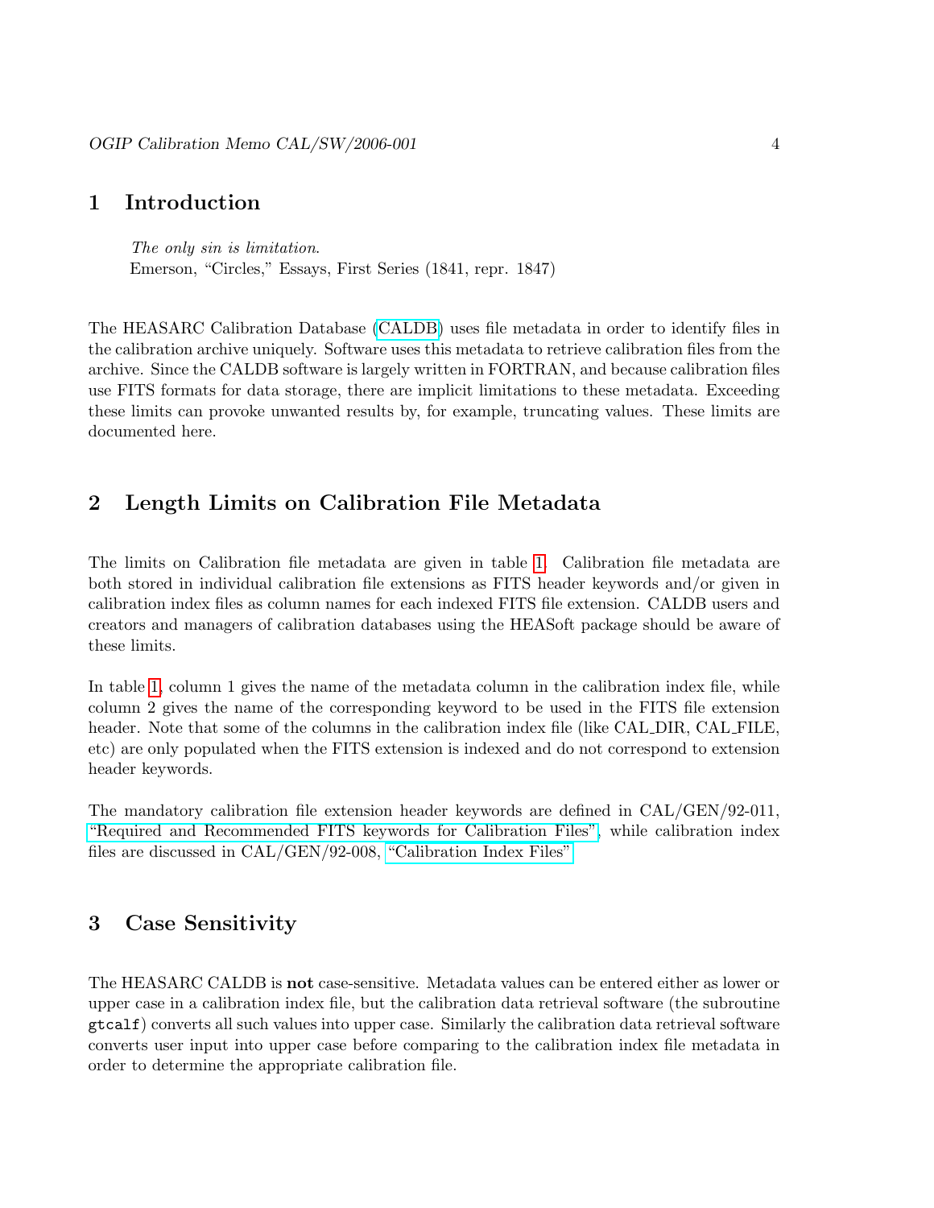# 1 Introduction

> *The only sin is limitation.*
> Emerson, "Circles," Essays, First Series (1841, repr. 1847)

The HEASARC Calibration Database (CALDB) uses file metadata in order to identify files in the calibration archive uniquely. Software uses this metadata to retrieve calibration files from the archive. Since the CALDB software is largely written in FORTRAN, and because calibration files use FITS formats for data storage, there are implicit limitations to these metadata. Exceeding these limits can provoke unwanted results by, for example, truncating values. These limits are documented here.

# 2 Length Limits on Calibration File Metadata

The limits on Calibration file metadata are given in table 1. Calibration file metadata are both stored in individual calibration file extensions as FITS header keywords and/or given in calibration index files as column names for each indexed FITS file extension. CALDB users and creators and managers of calibration databases using the HEASoft package should be aware of these limits.

In table 1, column 1 gives the name of the metadata column in the calibration index file, while column 2 gives the name of the corresponding keyword to be used in the FITS file extension header. Note that some of the columns in the calibration index file (like CAL_DIR, CAL_FILE, etc) are only populated when the FITS extension is indexed and do not correspond to extension header keywords.

The mandatory calibration file extension header keywords are defined in CAL/GEN/92-011, "Required and Recommended FITS keywords for Calibration Files", while calibration index files are discussed in CAL/GEN/92-008, "Calibration Index Files".

# 3 Case Sensitivity

The HEASARC CALDB is **not** case-sensitive. Metadata values can be entered either as lower or upper case in a calibration index file, but the calibration data retrieval software (the subroutine `gtcalf`) converts all such values into upper case. Similarly the calibration data retrieval software converts user input into upper case before comparing to the calibration index file metadata in order to determine the appropriate calibration file.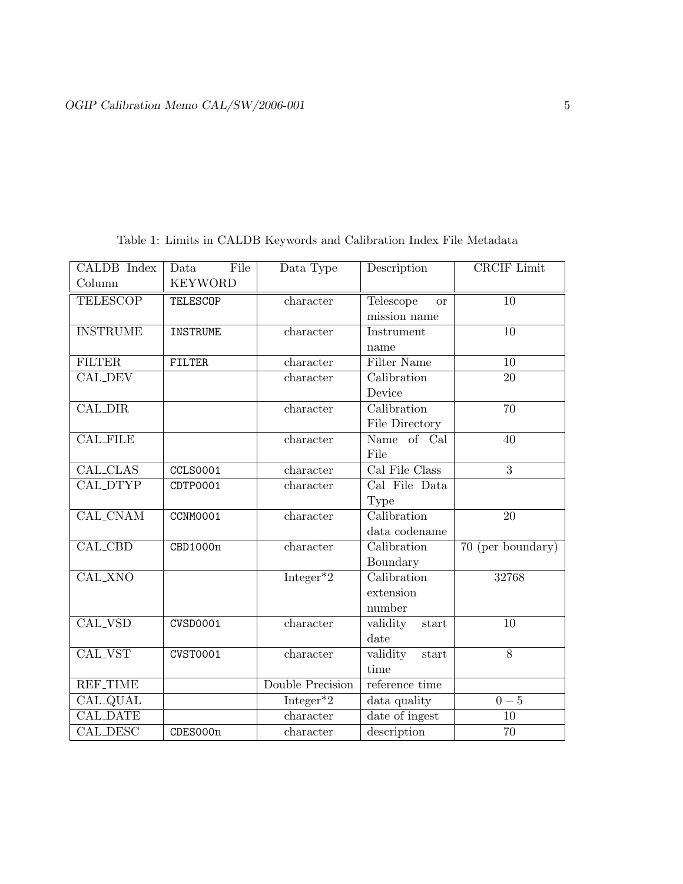Table 1: Limits in CALDB Keywords and Calibration Index File Metadata

| CALDB Index Column | Data File KEYWORD | Data Type | Description | CRCIF Limit |
|---|---|---|---|---|
| TELESCOP | TELESCOP | character | Telescope or mission name | 10 |
| INSTRUME | INSTRUME | character | Instrument name | 10 |
| FILTER | FILTER | character | Filter Name | 10 |
| CAL_DEV | | character | Calibration Device | 20 |
| CAL_DIR | | character | Calibration File Directory | 70 |
| CAL_FILE | | character | Name of Cal File | 40 |
| CAL_CLAS | CCLS0001 | character | Cal File Class | 3 |
| CAL_DTYP | CDTP0001 | character | Cal File Data Type | |
| CAL_CNAM | CCNM0001 | character | Calibration data codename | 20 |
| CAL_CBD | CBD1000n | character | Calibration Boundary | 70 (per boundary) |
| CAL_XNO | | Integer*2 | Calibration extension number | 32768 |
| CAL_VSD | CVSD0001 | character | validity start date | 10 |
| CAL_VST | CVST0001 | character | validity start time | 8 |
| REF_TIME | | Double Precision | reference time | |
| CAL_QUAL | | Integer*2 | data quality | $0-5$ |
| CAL_DATE | | character | date of ingest | 10 |
| CAL_DESC | CDES000n | character | description | 70 |